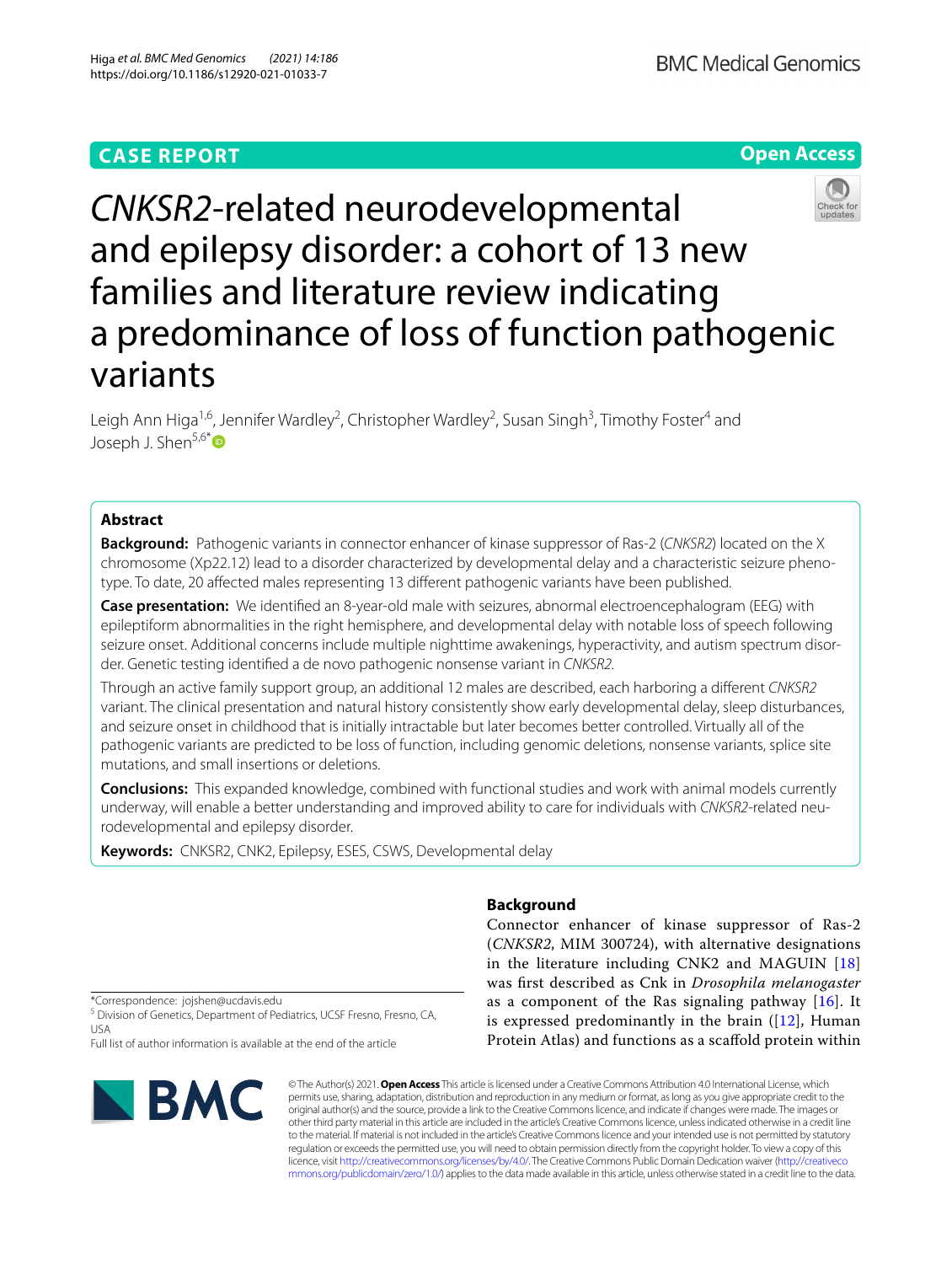**CASE REPORT** **Open Access**

# *CNKSR2*-related neurodevelopmental and epilepsy disorder: a cohort of 13 new families and literature review indicating a predominance of loss of function pathogenic variants

Leigh Ann Higa[1,6], Jennifer Wardley[2], Christopher Wardley[2], Susan Singh[3], Timothy Foster[4] and Joseph J. Shen[5,6*]

## Abstract

**Background:** Pathogenic variants in connector enhancer of kinase suppressor of Ras-2 (*CNKSR2*) located on the X chromosome (Xp22.12) lead to a disorder characterized by developmental delay and a characteristic seizure phenotype. To date, 20 affected males representing 13 different pathogenic variants have been published.

**Case presentation:** We identified an 8-year-old male with seizures, abnormal electroencephalogram (EEG) with epileptiform abnormalities in the right hemisphere, and developmental delay with notable loss of speech following seizure onset. Additional concerns include multiple nighttime awakenings, hyperactivity, and autism spectrum disorder. Genetic testing identified a de novo pathogenic nonsense variant in *CNKSR2*.

Through an active family support group, an additional 12 males are described, each harboring a different *CNKSR2* variant. The clinical presentation and natural history consistently show early developmental delay, sleep disturbances, and seizure onset in childhood that is initially intractable but later becomes better controlled. Virtually all of the pathogenic variants are predicted to be loss of function, including genomic deletions, nonsense variants, splice site mutations, and small insertions or deletions.

**Conclusions:** This expanded knowledge, combined with functional studies and work with animal models currently underway, will enable a better understanding and improved ability to care for individuals with *CNKSR2*-related neurodevelopmental and epilepsy disorder.

**Keywords:** CNKSR2, CNK2, Epilepsy, ESES, CSWS, Developmental delay

## Background

Connector enhancer of kinase suppressor of Ras-2 (*CNKSR2*, MIM 300724), with alternative designations in the literature including CNK2 and MAGUIN [18] was first described as Cnk in *Drosophila melanogaster* as a component of the Ras signaling pathway [16]. It is expressed predominantly in the brain ([12], Human Protein Atlas) and functions as a scaffold protein within

*Correspondence: jojshen@ucdavis.edu
[5] Division of Genetics, Department of Pediatrics, UCSF Fresno, Fresno, CA, USA
Full list of author information is available at the end of the article

© The Author(s) 2021. **Open Access** This article is licensed under a Creative Commons Attribution 4.0 International License, which permits use, sharing, adaptation, distribution and reproduction in any medium or format, as long as you give appropriate credit to the original author(s) and the source, provide a link to the Creative Commons licence, and indicate if changes were made. The images or other third party material in this article are included in the article's Creative Commons licence, unless indicated otherwise in a credit line to the material. If material is not included in the article's Creative Commons licence and your intended use is not permitted by statutory regulation or exceeds the permitted use, you will need to obtain permission directly from the copyright holder. To view a copy of this licence, visit http://creativecommons.org/licenses/by/4.0/. The Creative Commons Public Domain Dedication waiver (http://creativecommons.org/publicdomain/zero/1.0/) applies to the data made available in this article, unless otherwise stated in a credit line to the data.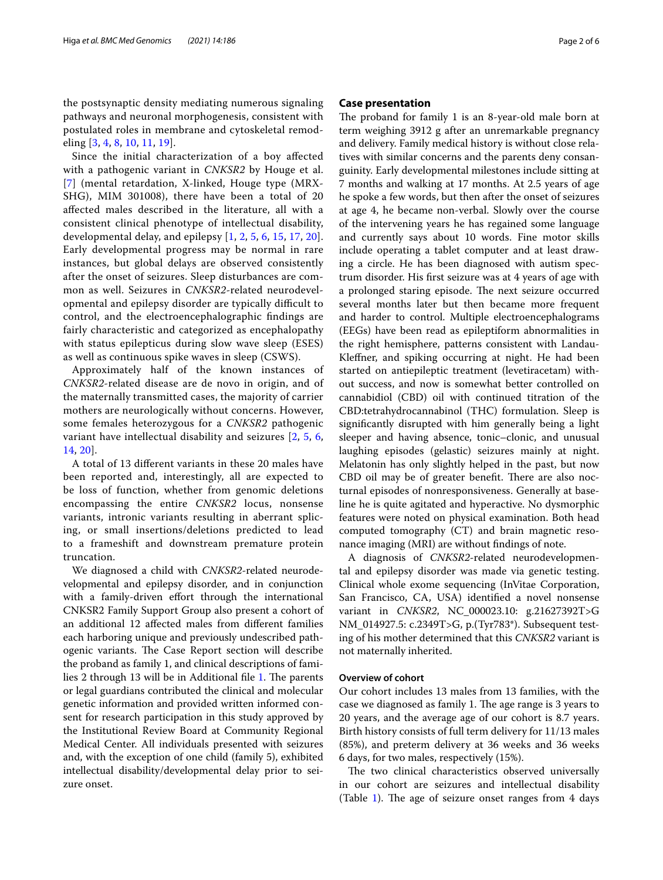the postsynaptic density mediating numerous signaling pathways and neuronal morphogenesis, consistent with postulated roles in membrane and cytoskeletal remodeling [3, 4, 8, 10, 11, 19].

Since the initial characterization of a boy affected with a pathogenic variant in *CNKSR2* by Houge et al. [7] (mental retardation, X-linked, Houge type (MRX-SHG), MIM 301008), there have been a total of 20 affected males described in the literature, all with a consistent clinical phenotype of intellectual disability, developmental delay, and epilepsy [1, 2, 5, 6, 15, 17, 20]. Early developmental progress may be normal in rare instances, but global delays are observed consistently after the onset of seizures. Sleep disturbances are common as well. Seizures in *CNKSR2*-related neurodevelopmental and epilepsy disorder are typically difficult to control, and the electroencephalographic findings are fairly characteristic and categorized as encephalopathy with status epilepticus during slow wave sleep (ESES) as well as continuous spike waves in sleep (CSWS).

Approximately half of the known instances of *CNKSR2*-related disease are de novo in origin, and of the maternally transmitted cases, the majority of carrier mothers are neurologically without concerns. However, some females heterozygous for a *CNKSR2* pathogenic variant have intellectual disability and seizures [2, 5, 6, 14, 20].

A total of 13 different variants in these 20 males have been reported and, interestingly, all are expected to be loss of function, whether from genomic deletions encompassing the entire *CNKSR2* locus, nonsense variants, intronic variants resulting in aberrant splicing, or small insertions/deletions predicted to lead to a frameshift and downstream premature protein truncation.

We diagnosed a child with *CNKSR2*-related neurodevelopmental and epilepsy disorder, and in conjunction with a family-driven effort through the international CNKSR2 Family Support Group also present a cohort of an additional 12 affected males from different families each harboring unique and previously undescribed pathogenic variants. The Case Report section will describe the proband as family 1, and clinical descriptions of families 2 through 13 will be in Additional file 1. The parents or legal guardians contributed the clinical and molecular genetic information and provided written informed consent for research participation in this study approved by the Institutional Review Board at Community Regional Medical Center. All individuals presented with seizures and, with the exception of one child (family 5), exhibited intellectual disability/developmental delay prior to seizure onset.

## Case presentation

The proband for family 1 is an 8-year-old male born at term weighing 3912 g after an unremarkable pregnancy and delivery. Family medical history is without close relatives with similar concerns and the parents deny consanguinity. Early developmental milestones include sitting at 7 months and walking at 17 months. At 2.5 years of age he spoke a few words, but then after the onset of seizures at age 4, he became non-verbal. Slowly over the course of the intervening years he has regained some language and currently says about 10 words. Fine motor skills include operating a tablet computer and at least drawing a circle. He has been diagnosed with autism spectrum disorder. His first seizure was at 4 years of age with a prolonged staring episode. The next seizure occurred several months later but then became more frequent and harder to control. Multiple electroencephalograms (EEGs) have been read as epileptiform abnormalities in the right hemisphere, patterns consistent with Landau-Kleffner, and spiking occurring at night. He had been started on antiepileptic treatment (levetiracetam) without success, and now is somewhat better controlled on cannabidiol (CBD) oil with continued titration of the CBD:tetrahydrocannabinol (THC) formulation. Sleep is significantly disrupted with him generally being a light sleeper and having absence, tonic–clonic, and unusual laughing episodes (gelastic) seizures mainly at night. Melatonin has only slightly helped in the past, but now CBD oil may be of greater benefit. There are also nocturnal episodes of nonresponsiveness. Generally at baseline he is quite agitated and hyperactive. No dysmorphic features were noted on physical examination. Both head computed tomography (CT) and brain magnetic resonance imaging (MRI) are without findings of note.

A diagnosis of *CNKSR2*-related neurodevelopmental and epilepsy disorder was made via genetic testing. Clinical whole exome sequencing (InVitae Corporation, San Francisco, CA, USA) identified a novel nonsense variant in *CNKSR2*, NC_000023.10: g.21627392T>G NM_014927.5: c.2349T>G, p.(Tyr783*). Subsequent testing of his mother determined that this *CNKSR2* variant is not maternally inherited.

### Overview of cohort

Our cohort includes 13 males from 13 families, with the case we diagnosed as family 1. The age range is 3 years to 20 years, and the average age of our cohort is 8.7 years. Birth history consists of full term delivery for 11/13 males (85%), and preterm delivery at 36 weeks and 36 weeks 6 days, for two males, respectively (15%).

The two clinical characteristics observed universally in our cohort are seizures and intellectual disability (Table 1). The age of seizure onset ranges from 4 days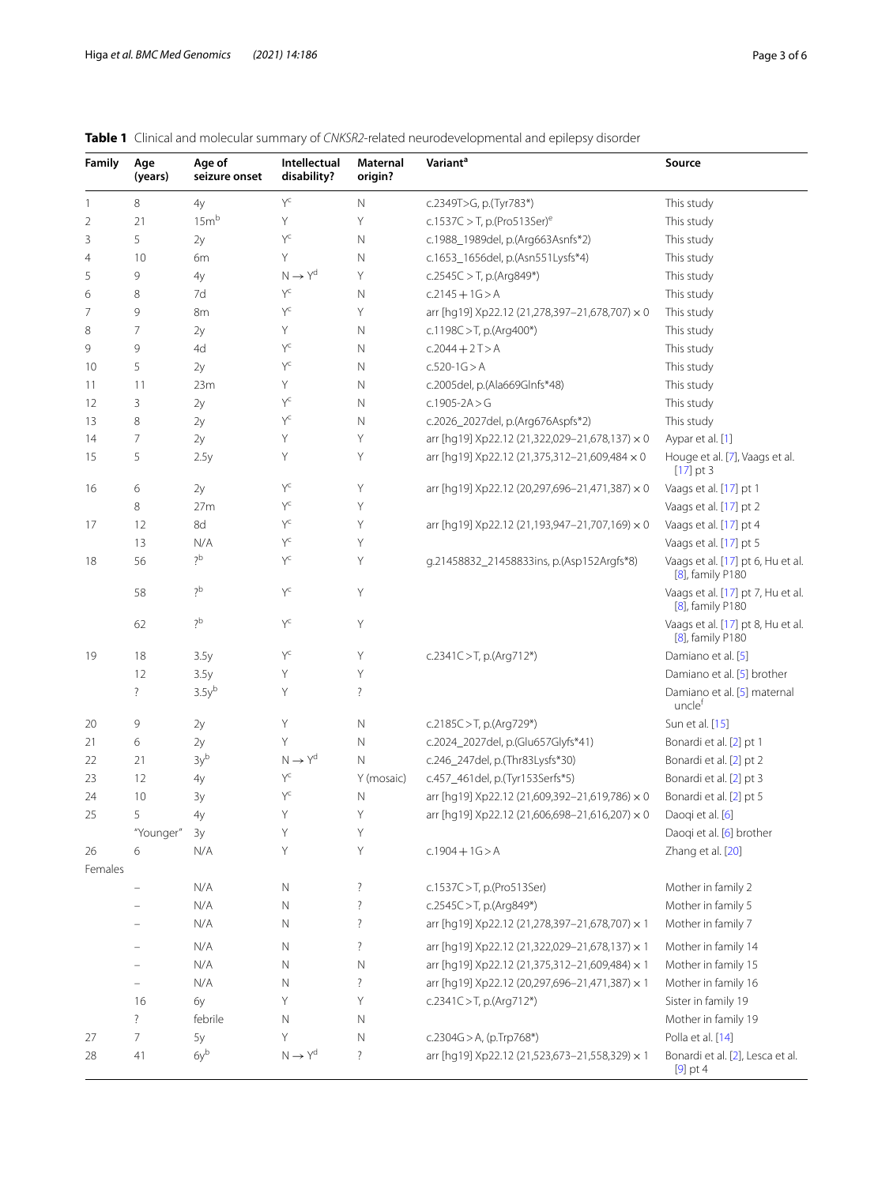**Table 1** Clinical and molecular summary of *CNKSR2*-related neurodevelopmental and epilepsy disorder

| Family | Age (years) | Age of seizure onset | Intellectual disability? | Maternal origin? | Variant[a] | Source |
|---|---|---|---|---|---|---|
| 1 | 8 | 4y | Y[c] | N | c.2349T>G, p.(Tyr783*) | This study |
| 2 | 21 | 15m[b] | Y | Y | c.1537C > T, p.(Pro513Ser)[e] | This study |
| 3 | 5 | 2y | Y[c] | N | c.1988_1989del, p.(Arg663Asnfs*2) | This study |
| 4 | 10 | 6m | Y | N | c.1653_1656del, p.(Asn551Lysfs*4) | This study |
| 5 | 9 | 4y | N → Y[d] | Y | c.2545C > T, p.(Arg849*) | This study |
| 6 | 8 | 7d | Y[c] | N | c.2145 + 1G > A | This study |
| 7 | 9 | 8m | Y[c] | Y | arr [hg19] Xp22.12 (21,278,397–21,678,707) × 0 | This study |
| 8 | 7 | 2y | Y | N | c.1198C > T, p.(Arg400*) | This study |
| 9 | 9 | 4d | Y[c] | N | c.2044 + 2 T > A | This study |
| 10 | 5 | 2y | Y[c] | N | c.520-1G > A | This study |
| 11 | 11 | 23m | Y | N | c.2005del, p.(Ala669Glnfs*48) | This study |
| 12 | 3 | 2y | Y[c] | N | c.1905-2A > G | This study |
| 13 | 8 | 2y | Y[c] | N | c.2026_2027del, p.(Arg676Aspfs*2) | This study |
| 14 | 7 | 2y | Y | Y | arr [hg19] Xp22.12 (21,322,029–21,678,137) × 0 | Aypar et al. [1] |
| 15 | 5 | 2.5y | Y | Y | arr [hg19] Xp22.12 (21,375,312–21,609,484 × 0 | Houge et al. [7], Vaags et al. [17] pt 3 |
| 16 | 6 | 2y | Y[c] | Y | arr [hg19] Xp22.12 (20,297,696–21,471,387) × 0 | Vaags et al. [17] pt 1 |
| | 8 | 27m | Y[c] | Y | | Vaags et al. [17] pt 2 |
| 17 | 12 | 8d | Y[c] | Y | arr [hg19] Xp22.12 (21,193,947–21,707,169) × 0 | Vaags et al. [17] pt 4 |
| | 13 | N/A | Y[c] | Y | | Vaags et al. [17] pt 5 |
| 18 | 56 | ?[b] | Y[c] | Y | g.21458832_21458833ins, p.(Asp152Argfs*8) | Vaags et al. [17] pt 6, Hu et al. [8], family P180 |
| | 58 | ?[b] | Y[c] | Y | | Vaags et al. [17] pt 7, Hu et al. [8], family P180 |
| | 62 | ?[b] | Y[c] | Y | | Vaags et al. [17] pt 8, Hu et al. [8], family P180 |
| 19 | 18 | 3.5y | Y[c] | Y | c.2341C > T, p.(Arg712*) | Damiano et al. [5] |
| | 12 | 3.5y | Y | Y | | Damiano et al. [5] brother |
| | ? | 3.5y[b] | Y | ? | | Damiano et al. [5] maternal uncle[f] |
| 20 | 9 | 2y | Y | N | c.2185C > T, p.(Arg729*) | Sun et al. [15] |
| 21 | 6 | 2y | Y | N | c.2024_2027del, p.(Glu657Glyfs*41) | Bonardi et al. [2] pt 1 |
| 22 | 21 | 3y[b] | N → Y[d] | N | c.246_247del, p.(Thr83Lysfs*30) | Bonardi et al. [2] pt 2 |
| 23 | 12 | 4y | Y[c] | Y (mosaic) | c.457_461del, p.(Tyr153Serfs*5) | Bonardi et al. [2] pt 3 |
| 24 | 10 | 3y | Y[c] | N | arr [hg19] Xp22.12 (21,609,392–21,619,786) × 0 | Bonardi et al. [2] pt 5 |
| 25 | 5 | 4y | Y | Y | arr [hg19] Xp22.12 (21,606,698–21,616,207) × 0 | Daoqi et al. [6] |
| | "Younger" | 3y | Y | Y | | Daoqi et al. [6] brother |
| 26 | 6 | N/A | Y | Y | c.1904 + 1G > A | Zhang et al. [20] |
| Females | | | | | | |
| | – | N/A | N | ? | c.1537C > T, p.(Pro513Ser) | Mother in family 2 |
| | – | N/A | N | ? | c.2545C > T, p.(Arg849*) | Mother in family 5 |
| | – | N/A | N | ? | arr [hg19] Xp22.12 (21,278,397–21,678,707) × 1 | Mother in family 7 |
| | – | N/A | N | ? | arr [hg19] Xp22.12 (21,322,029–21,678,137) × 1 | Mother in family 14 |
| | – | N/A | N | N | arr [hg19] Xp22.12 (21,375,312–21,609,484) × 1 | Mother in family 15 |
| | – | N/A | N | ? | arr [hg19] Xp22.12 (20,297,696–21,471,387) × 1 | Mother in family 16 |
| | 16 | 6y | Y | Y | c.2341C > T, p.(Arg712*) | Sister in family 19 |
| | ? | febrile | N | N | | Mother in family 19 |
| 27 | 7 | 5y | Y | N | c.2304G > A, (p.Trp768*) | Polla et al. [14] |
| 28 | 41 | 6y[b] | N → Y[d] | ? | arr [hg19] Xp22.12 (21,523,673–21,558,329) × 1 | Bonardi et al. [2], Lesca et al. [9] pt 4 |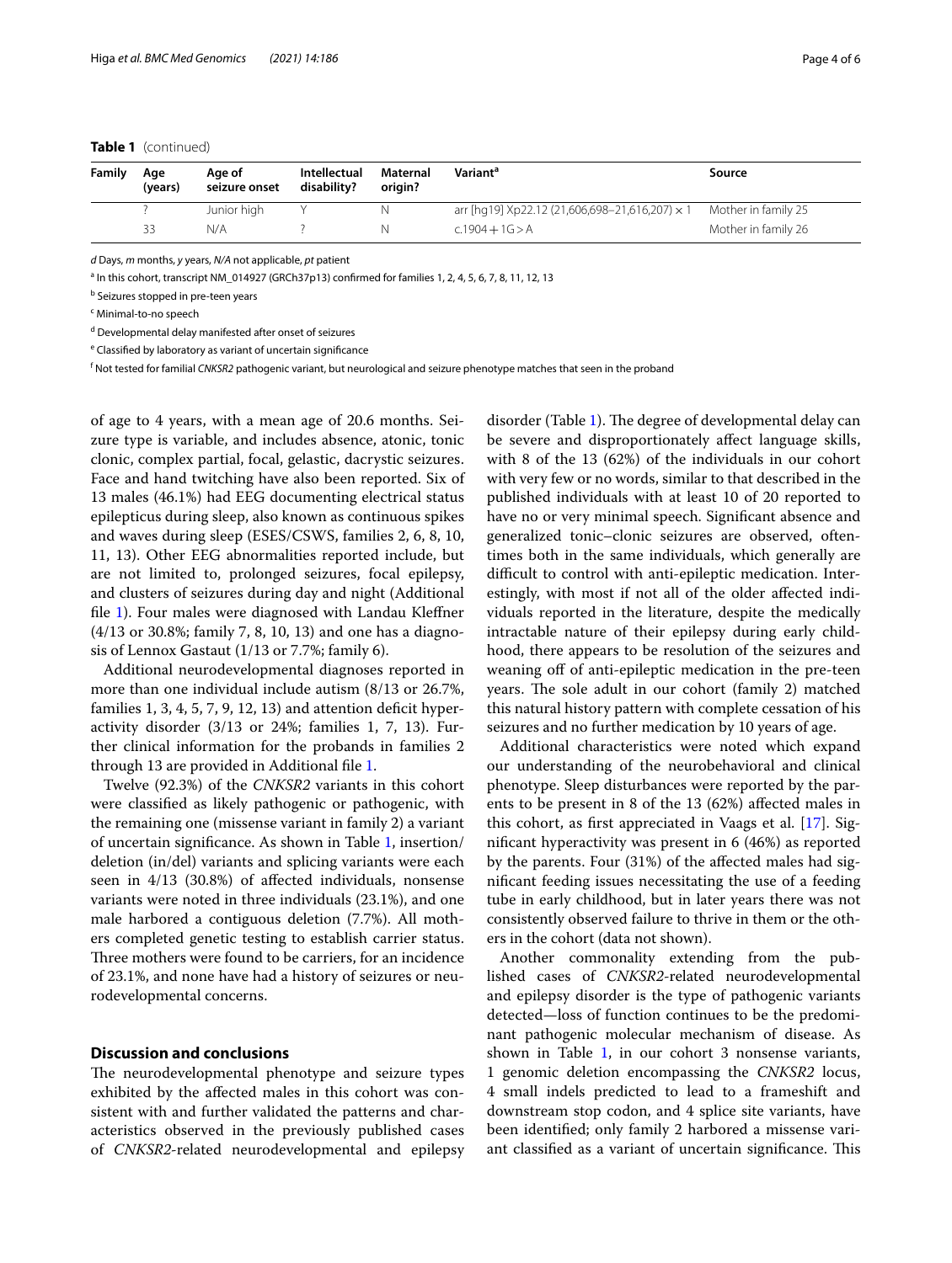**Table 1** (continued)

| Family | Age (years) | Age of seizure onset | Intellectual disability? | Maternal origin? | Variant[a] | Source |
|---|---|---|---|---|---|---|
| | ? | Junior high | Y | N | arr [hg19] Xp22.12 (21,606,698–21,616,207) × 1 | Mother in family 25 |
| | 33 | N/A | ? | N | c.1904 + 1G > A | Mother in family 26 |

*d* Days, *m* months, *y* years, *N/A* not applicable, *pt* patient

[a] In this cohort, transcript NM_014927 (GRCh37p13) confirmed for families 1, 2, 4, 5, 6, 7, 8, 11, 12, 13

[b] Seizures stopped in pre-teen years

[c] Minimal-to-no speech

[d] Developmental delay manifested after onset of seizures

[e] Classified by laboratory as variant of uncertain significance

[f] Not tested for familial *CNKSR2* pathogenic variant, but neurological and seizure phenotype matches that seen in the proband

of age to 4 years, with a mean age of 20.6 months. Seizure type is variable, and includes absence, atonic, tonic clonic, complex partial, focal, gelastic, dacrystic seizures. Face and hand twitching have also been reported. Six of 13 males (46.1%) had EEG documenting electrical status epilepticus during sleep, also known as continuous spikes and waves during sleep (ESES/CSWS, families 2, 6, 8, 10, 11, 13). Other EEG abnormalities reported include, but are not limited to, prolonged seizures, focal epilepsy, and clusters of seizures during day and night (Additional file 1). Four males were diagnosed with Landau Kleffner (4/13 or 30.8%; family 7, 8, 10, 13) and one has a diagnosis of Lennox Gastaut (1/13 or 7.7%; family 6).

Additional neurodevelopmental diagnoses reported in more than one individual include autism (8/13 or 26.7%, families 1, 3, 4, 5, 7, 9, 12, 13) and attention deficit hyperactivity disorder (3/13 or 24%; families 1, 7, 13). Further clinical information for the probands in families 2 through 13 are provided in Additional file 1.

Twelve (92.3%) of the *CNKSR2* variants in this cohort were classified as likely pathogenic or pathogenic, with the remaining one (missense variant in family 2) a variant of uncertain significance. As shown in Table 1, insertion/deletion (in/del) variants and splicing variants were each seen in 4/13 (30.8%) of affected individuals, nonsense variants were noted in three individuals (23.1%), and one male harbored a contiguous deletion (7.7%). All mothers completed genetic testing to establish carrier status. Three mothers were found to be carriers, for an incidence of 23.1%, and none have had a history of seizures or neurodevelopmental concerns.

## Discussion and conclusions

The neurodevelopmental phenotype and seizure types exhibited by the affected males in this cohort was consistent with and further validated the patterns and characteristics observed in the previously published cases of *CNKSR2*-related neurodevelopmental and epilepsy disorder (Table 1). The degree of developmental delay can be severe and disproportionately affect language skills, with 8 of the 13 (62%) of the individuals in our cohort with very few or no words, similar to that described in the published individuals with at least 10 of 20 reported to have no or very minimal speech. Significant absence and generalized tonic–clonic seizures are observed, oftentimes both in the same individuals, which generally are difficult to control with anti-epileptic medication. Interestingly, with most if not all of the older affected individuals reported in the literature, despite the medically intractable nature of their epilepsy during early childhood, there appears to be resolution of the seizures and weaning off of anti-epileptic medication in the pre-teen years. The sole adult in our cohort (family 2) matched this natural history pattern with complete cessation of his seizures and no further medication by 10 years of age.

Additional characteristics were noted which expand our understanding of the neurobehavioral and clinical phenotype. Sleep disturbances were reported by the parents to be present in 8 of the 13 (62%) affected males in this cohort, as first appreciated in Vaags et al. [17]. Significant hyperactivity was present in 6 (46%) as reported by the parents. Four (31%) of the affected males had significant feeding issues necessitating the use of a feeding tube in early childhood, but in later years there was not consistently observed failure to thrive in them or the others in the cohort (data not shown).

Another commonality extending from the published cases of *CNKSR2*-related neurodevelopmental and epilepsy disorder is the type of pathogenic variants detected—loss of function continues to be the predominant pathogenic molecular mechanism of disease. As shown in Table 1, in our cohort 3 nonsense variants, 1 genomic deletion encompassing the *CNKSR2* locus, 4 small indels predicted to lead to a frameshift and downstream stop codon, and 4 splice site variants, have been identified; only family 2 harbored a missense variant classified as a variant of uncertain significance. This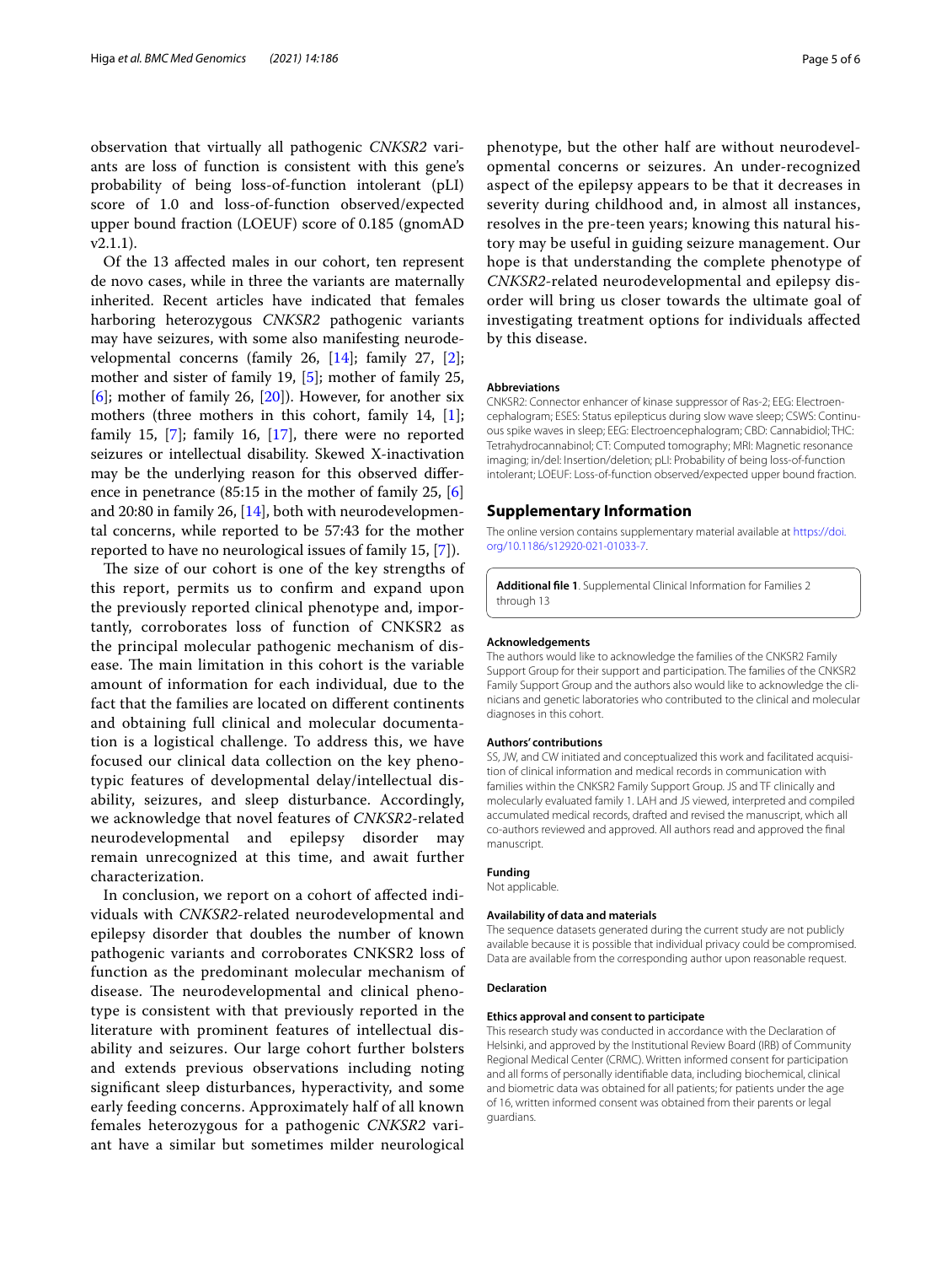observation that virtually all pathogenic *CNKSR2* variants are loss of function is consistent with this gene's probability of being loss-of-function intolerant (pLI) score of 1.0 and loss-of-function observed/expected upper bound fraction (LOEUF) score of 0.185 (gnomAD v2.1.1).

Of the 13 affected males in our cohort, ten represent de novo cases, while in three the variants are maternally inherited. Recent articles have indicated that females harboring heterozygous *CNKSR2* pathogenic variants may have seizures, with some also manifesting neurodevelopmental concerns (family 26, [14]; family 27, [2]; mother and sister of family 19, [5]; mother of family 25, [6]; mother of family 26, [20]). However, for another six mothers (three mothers in this cohort, family 14, [1]; family 15, [7]; family 16, [17]; there were no reported seizures or intellectual disability. Skewed X-inactivation may be the underlying reason for this observed difference in penetrance (85:15 in the mother of family 25, [6] and 20:80 in family 26, [14], both with neurodevelopmental concerns, while reported to be 57:43 for the mother reported to have no neurological issues of family 15, [7]).

The size of our cohort is one of the key strengths of this report, permits us to confirm and expand upon the previously reported clinical phenotype and, importantly, corroborates loss of function of CNKSR2 as the principal molecular pathogenic mechanism of disease. The main limitation in this cohort is the variable amount of information for each individual, due to the fact that the families are located on different continents and obtaining full clinical and molecular documentation is a logistical challenge. To address this, we have focused our clinical data collection on the key phenotypic features of developmental delay/intellectual disability, seizures, and sleep disturbance. Accordingly, we acknowledge that novel features of *CNKSR2*-related neurodevelopmental and epilepsy disorder may remain unrecognized at this time, and await further characterization.

In conclusion, we report on a cohort of affected individuals with *CNKSR2*-related neurodevelopmental and epilepsy disorder that doubles the number of known pathogenic variants and corroborates CNKSR2 loss of function as the predominant molecular mechanism of disease. The neurodevelopmental and clinical phenotype is consistent with that previously reported in the literature with prominent features of intellectual disability and seizures. Our large cohort further bolsters and extends previous observations including noting significant sleep disturbances, hyperactivity, and some early feeding concerns. Approximately half of all known females heterozygous for a pathogenic *CNKSR2* variant have a similar but sometimes milder neurological phenotype, but the other half are without neurodevelopmental concerns or seizures. An under-recognized aspect of the epilepsy appears to be that it decreases in severity during childhood and, in almost all instances, resolves in the pre-teen years; knowing this natural history may be useful in guiding seizure management. Our hope is that understanding the complete phenotype of *CNKSR2*-related neurodevelopmental and epilepsy disorder will bring us closer towards the ultimate goal of investigating treatment options for individuals affected by this disease.

#### Abbreviations

CNKSR2: Connector enhancer of kinase suppressor of Ras-2; EEG: Electroencephalogram; ESES: Status epilepticus during slow wave sleep; CSWS: Continuous spike waves in sleep; EEG: Electroencephalogram; CBD: Cannabidiol; THC: Tetrahydrocannabinol; CT: Computed tomography; MRI: Magnetic resonance imaging; in/del: Insertion/deletion; pLI: Probability of being loss-of-function intolerant; LOEUF: Loss-of-function observed/expected upper bound fraction.

## Supplementary Information

The online version contains supplementary material available at https://doi.org/10.1186/s12920-021-01033-7.

**Additional file 1**. Supplemental Clinical Information for Families 2 through 13

#### Acknowledgements

The authors would like to acknowledge the families of the CNKSR2 Family Support Group for their support and participation. The families of the CNKSR2 Family Support Group and the authors also would like to acknowledge the clinicians and genetic laboratories who contributed to the clinical and molecular diagnoses in this cohort.

#### Authors' contributions

SS, JW, and CW initiated and conceptualized this work and facilitated acquisition of clinical information and medical records in communication with families within the CNKSR2 Family Support Group. JS and TF clinically and molecularly evaluated family 1. LAH and JS viewed, interpreted and compiled accumulated medical records, drafted and revised the manuscript, which all co-authors reviewed and approved. All authors read and approved the final manuscript.

#### Funding

Not applicable.

#### Availability of data and materials

The sequence datasets generated during the current study are not publicly available because it is possible that individual privacy could be compromised. Data are available from the corresponding author upon reasonable request.

#### Declaration

#### Ethics approval and consent to participate

This research study was conducted in accordance with the Declaration of Helsinki, and approved by the Institutional Review Board (IRB) of Community Regional Medical Center (CRMC). Written informed consent for participation and all forms of personally identifiable data, including biochemical, clinical and biometric data was obtained for all patients; for patients under the age of 16, written informed consent was obtained from their parents or legal guardians.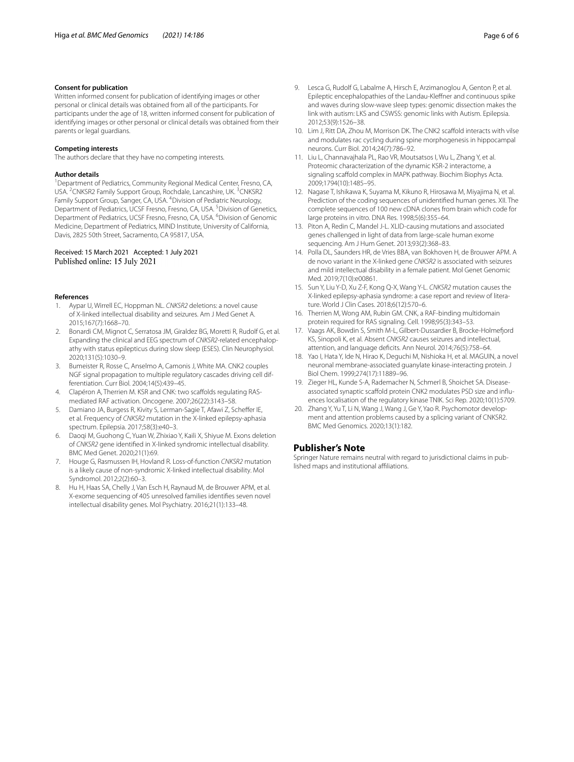### Consent for publication

Written informed consent for publication of identifying images or other personal or clinical details was obtained from all of the participants. For participants under the age of 18, written informed consent for publication of identifying images or other personal or clinical details was obtained from their parents or legal guardians.

### Competing interests

The authors declare that they have no competing interests.

### Author details

[1]Department of Pediatrics, Community Regional Medical Center, Fresno, CA, USA. [2]CNKSR2 Family Support Group, Rochdale, Lancashire, UK. [3]CNKSR2 Family Support Group, Sanger, CA, USA. [4]Division of Pediatric Neurology, Department of Pediatrics, UCSF Fresno, Fresno, CA, USA. [5]Division of Genetics, Department of Pediatrics, UCSF Fresno, Fresno, CA, USA. [6]Division of Genomic Medicine, Department of Pediatrics, MIND Institute, University of California, Davis, 2825 50th Street, Sacramento, CA 95817, USA.

Received: 15 March 2021 Accepted: 1 July 2021
Published online: 15 July 2021

### References

1. Aypar U, Wirrell EC, Hoppman NL. *CNKSR2* deletions: a novel cause of X-linked intellectual disability and seizures. Am J Med Genet A. 2015;167(7):1668–70.
2. Bonardi CM, Mignot C, Serratosa JM, Giraldez BG, Moretti R, Rudolf G, et al. Expanding the clinical and EEG spectrum of *CNKSR2*-related encephalopathy with status epilepticus during slow sleep (ESES). Clin Neurophysiol. 2020;131(5):1030–9.
3. Bumeister R, Rosse C, Anselmo A, Camonis J, White MA. CNK2 couples NGF signal propagation to multiple regulatory cascades driving cell differentiation. Curr Biol. 2004;14(5):439–45.
4. Clapéron A, Therrien M. KSR and CNK: two scaffolds regulating RAS-mediated RAF activation. Oncogene. 2007;26(22):3143–58.
5. Damiano JA, Burgess R, Kivity S, Lerman-Sagie T, Afawi Z, Scheffer IE, et al. Frequency of *CNKSR2* mutation in the X-linked epilepsy-aphasia spectrum. Epilepsia. 2017;58(3):e40–3.
6. Daoqi M, Guohong C, Yuan W, Zhixiao Y, Kaili X, Shiyue M. Exons deletion of *CNKSR2* gene identified in X-linked syndromic intellectual disability. BMC Med Genet. 2020;21(1):69.
7. Houge G, Rasmussen IH, Hovland R. Loss-of-function *CNKSR2* mutation is a likely cause of non-syndromic X-linked intellectual disability. Mol Syndromol. 2012;2(2):60–3.
8. Hu H, Haas SA, Chelly J, Van Esch H, Raynaud M, de Brouwer APM, et al. X-exome sequencing of 405 unresolved families identifies seven novel intellectual disability genes. Mol Psychiatry. 2016;21(1):133–48.
9. Lesca G, Rudolf G, Labalme A, Hirsch E, Arzimanoglou A, Genton P, et al. Epileptic encephalopathies of the Landau-Kleffner and continuous spike and waves during slow-wave sleep types: genomic dissection makes the link with autism: LKS and CSWSS: genomic links with Autism. Epilepsia. 2012;53(9):1526–38.
10. Lim J, Ritt DA, Zhou M, Morrison DK. The CNK2 scaffold interacts with vilse and modulates rac cycling during spine morphogenesis in hippocampal neurons. Curr Biol. 2014;24(7):786–92.
11. Liu L, Channavajhala PL, Rao VR, Moutsatsos I, Wu L, Zhang Y, et al. Proteomic characterization of the dynamic KSR-2 interactome, a signaling scaffold complex in MAPK pathway. Biochim Biophys Acta. 2009;1794(10):1485–95.
12. Nagase T, Ishikawa K, Suyama M, Kikuno R, Hirosawa M, Miyajima N, et al. Prediction of the coding sequences of unidentified human genes. XII. The complete sequences of 100 new cDNA clones from brain which code for large proteins in vitro. DNA Res. 1998;5(6):355–64.
13. Piton A, Redin C, Mandel J-L. XLID-causing mutations and associated genes challenged in light of data from large-scale human exome sequencing. Am J Hum Genet. 2013;93(2):368–83.
14. Polla DL, Saunders HR, de Vries BBA, van Bokhoven H, de Brouwer APM. A de novo variant in the X-linked gene *CNKSR2* is associated with seizures and mild intellectual disability in a female patient. Mol Genet Genomic Med. 2019;7(10):e00861.
15. Sun Y, Liu Y-D, Xu Z-F, Kong Q-X, Wang Y-L. *CNKSR2* mutation causes the X-linked epilepsy-aphasia syndrome: a case report and review of literature. World J Clin Cases. 2018;6(12):570–6.
16. Therrien M, Wong AM, Rubin GM. CNK, a RAF-binding multidomain protein required for RAS signaling. Cell. 1998;95(3):343–53.
17. Vaags AK, Bowdin S, Smith M-L, Gilbert-Dussardier B, Brocke-Holmefjord KS, Sinopoli K, et al. Absent *CNKSR2* causes seizures and intellectual, attention, and language deficits. Ann Neurol. 2014;76(5):758–64.
18. Yao I, Hata Y, Ide N, Hirao K, Deguchi M, Nishioka H, et al. MAGUIN, a novel neuronal membrane-associated guanylate kinase-interacting protein. J Biol Chem. 1999;274(17):11889–96.
19. Zieger HL, Kunde S-A, Rademacher N, Schmerl B, Shoichet SA. Disease-associated synaptic scaffold protein CNK2 modulates PSD size and influences localisation of the regulatory kinase TNIK. Sci Rep. 2020;10(1):5709.
20. Zhang Y, Yu T, Li N, Wang J, Wang J, Ge Y, Yao R. Psychomotor development and attention problems caused by a splicing variant of CNKSR2. BMC Med Genomics. 2020;13(1):182.

## Publisher's Note

Springer Nature remains neutral with regard to jurisdictional claims in published maps and institutional affiliations.